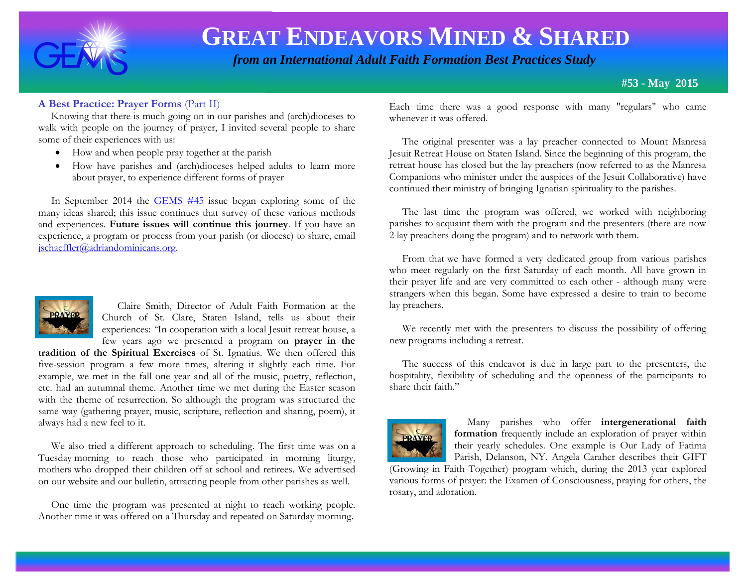# GREAT ENDEAVORS MINED & SHARED

*from an International Adult Faith Formation Best Practices Study*

**#53 - May 2015**

## A Best Practice: Prayer Forms (Part II)

Knowing that there is much going on in our parishes and (arch)dioceses to walk with people on the journey of prayer, I invited several people to share some of their experiences with us:

- How and when people pray together at the parish
- How have parishes and (arch)dioceses helped adults to learn more about prayer, to experience different forms of prayer

In September 2014 the GEMS #45 issue began exploring some of the many ideas shared; this issue continues that survey of these various methods and experiences. **Future issues will continue this journey**. If you have an experience, a program or process from your parish (or diocese) to share, email jschaeffler@adriandominicans.org.

Claire Smith, Director of Adult Faith Formation at the Church of St. Clare, Staten Island, tells us about their experiences: "In cooperation with a local Jesuit retreat house, a few years ago we presented a program on **prayer in the tradition of the Spiritual Exercises** of St. Ignatius. We then offered this five-session program a few more times, altering it slightly each time. For example, we met in the fall one year and all of the music, poetry, reflection, etc. had an autumnal theme. Another time we met during the Easter season with the theme of resurrection. So although the program was structured the same way (gathering prayer, music, scripture, reflection and sharing, poem), it always had a new feel to it.

We also tried a different approach to scheduling. The first time was on a Tuesday morning to reach those who participated in morning liturgy, mothers who dropped their children off at school and retirees. We advertised on our website and our bulletin, attracting people from other parishes as well.

One time the program was presented at night to reach working people. Another time it was offered on a Thursday and repeated on Saturday morning. Each time there was a good response with many "regulars" who came whenever it was offered.

The original presenter was a lay preacher connected to Mount Manresa Jesuit Retreat House on Staten Island. Since the beginning of this program, the retreat house has closed but the lay preachers (now referred to as the Manresa Companions who minister under the auspices of the Jesuit Collaborative) have continued their ministry of bringing Ignatian spirituality to the parishes.

The last time the program was offered, we worked with neighboring parishes to acquaint them with the program and the presenters (there are now 2 lay preachers doing the program) and to network with them.

From that we have formed a very dedicated group from various parishes who meet regularly on the first Saturday of each month. All have grown in their prayer life and are very committed to each other - although many were strangers when this began. Some have expressed a desire to train to become lay preachers.

We recently met with the presenters to discuss the possibility of offering new programs including a retreat.

The success of this endeavor is due in large part to the presenters, the hospitality, flexibility of scheduling and the openness of the participants to share their faith."

Many parishes who offer **intergenerational faith formation** frequently include an exploration of prayer within their yearly schedules. One example is Our Lady of Fatima Parish, Delanson, NY. Angela Caraher describes their GIFT (Growing in Faith Together) program which, during the 2013 year explored various forms of prayer: the Examen of Consciousness, praying for others, the rosary, and adoration.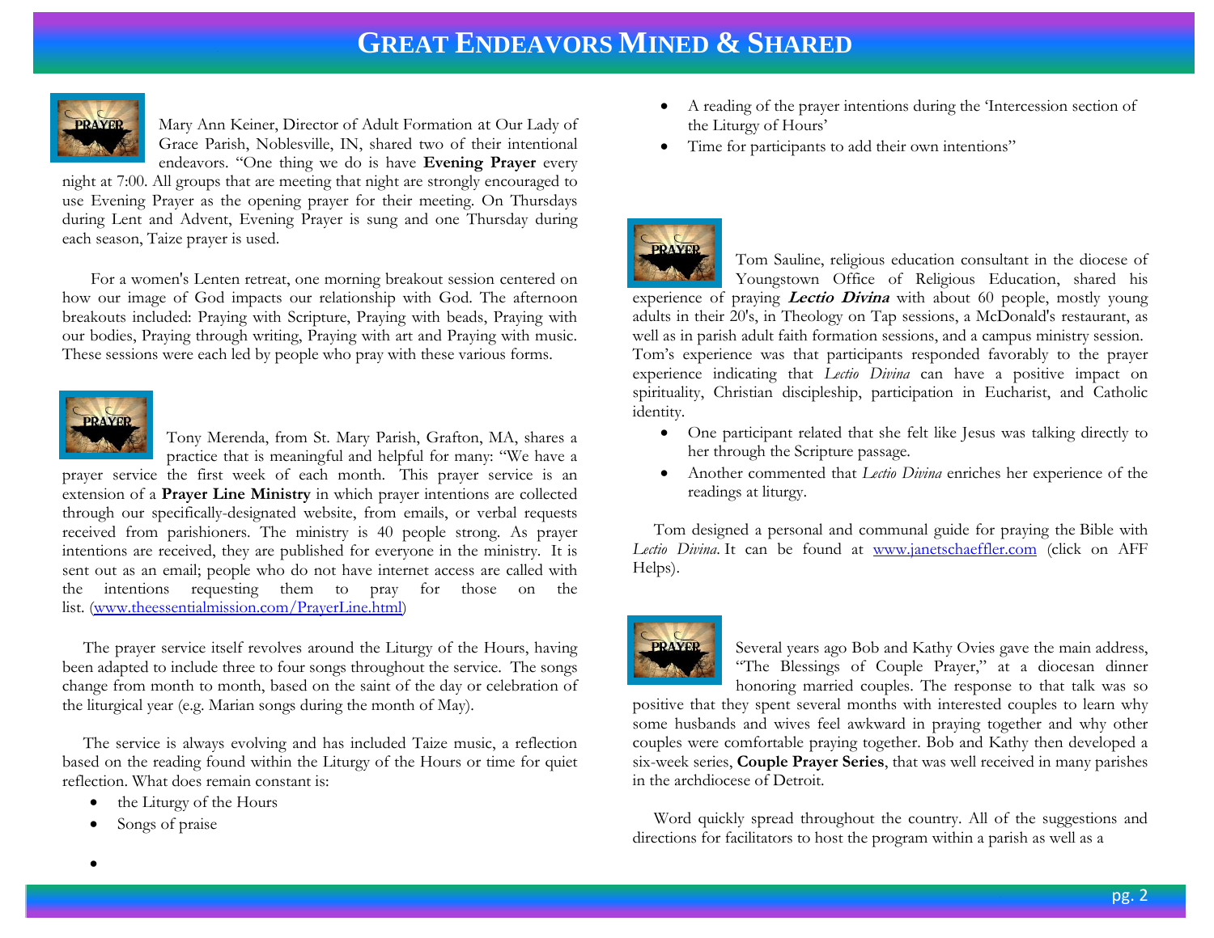# GREAT ENDEAVORS MINED & SHARED

Mary Ann Keiner, Director of Adult Formation at Our Lady of Grace Parish, Noblesville, IN, shared two of their intentional endeavors. "One thing we do is have **Evening Prayer** every night at 7:00. All groups that are meeting that night are strongly encouraged to use Evening Prayer as the opening prayer for their meeting. On Thursdays during Lent and Advent, Evening Prayer is sung and one Thursday during each season, Taize prayer is used.

For a women's Lenten retreat, one morning breakout session centered on how our image of God impacts our relationship with God. The afternoon breakouts included: Praying with Scripture, Praying with beads, Praying with our bodies, Praying through writing, Praying with art and Praying with music. These sessions were each led by people who pray with these various forms.

Tony Merenda, from St. Mary Parish, Grafton, MA, shares a practice that is meaningful and helpful for many: "We have a prayer service the first week of each month. This prayer service is an extension of a **Prayer Line Ministry** in which prayer intentions are collected through our specifically-designated website, from emails, or verbal requests received from parishioners. The ministry is 40 people strong. As prayer intentions are received, they are published for everyone in the ministry. It is sent out as an email; people who do not have internet access are called with the intentions requesting them to pray for those on the list. (www.theessentialmission.com/PrayerLine.html)

The prayer service itself revolves around the Liturgy of the Hours, having been adapted to include three to four songs throughout the service. The songs change from month to month, based on the saint of the day or celebration of the liturgical year (e.g. Marian songs during the month of May).

The service is always evolving and has included Taize music, a reflection based on the reading found within the Liturgy of the Hours or time for quiet reflection. What does remain constant is:

- the Liturgy of the Hours
- Songs of praise
- A reading of the prayer intentions during the 'Intercession section of the Liturgy of Hours'
- Time for participants to add their own intentions"

Tom Sauline, religious education consultant in the diocese of Youngstown Office of Religious Education, shared his experience of praying ***Lectio Divina*** with about 60 people, mostly young adults in their 20's, in Theology on Tap sessions, a McDonald's restaurant, as well as in parish adult faith formation sessions, and a campus ministry session. Tom's experience was that participants responded favorably to the prayer experience indicating that *Lectio Divina* can have a positive impact on spirituality, Christian discipleship, participation in Eucharist, and Catholic identity.

- One participant related that she felt like Jesus was talking directly to her through the Scripture passage.
- Another commented that *Lectio Divina* enriches her experience of the readings at liturgy.

Tom designed a personal and communal guide for praying the Bible with *Lectio Divina*. It can be found at www.janetschaeffler.com (click on AFF Helps).

Several years ago Bob and Kathy Ovies gave the main address, "The Blessings of Couple Prayer," at a diocesan dinner honoring married couples. The response to that talk was so positive that they spent several months with interested couples to learn why some husbands and wives feel awkward in praying together and why other couples were comfortable praying together. Bob and Kathy then developed a six-week series, **Couple Prayer Series**, that was well received in many parishes in the archdiocese of Detroit.

Word quickly spread throughout the country. All of the suggestions and directions for facilitators to host the program within a parish as well as a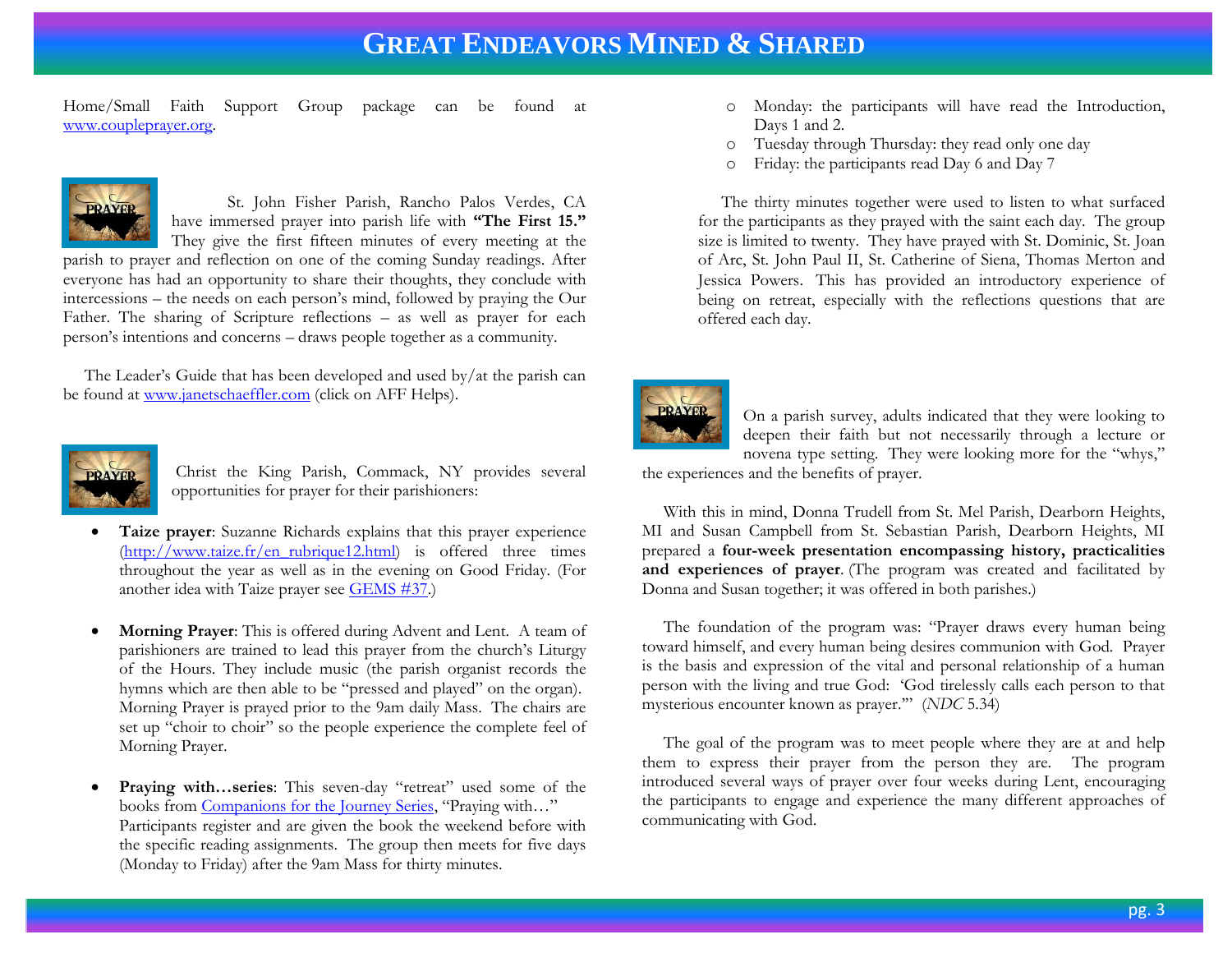Home/Small Faith Support Group package can be found at [www.coupleprayer.org](http://www.coupleprayer.org).

St. John Fisher Parish, Rancho Palos Verdes, CA have immersed prayer into parish life with **"The First 15."** They give the first fifteen minutes of every meeting at the parish to prayer and reflection on one of the coming Sunday readings. After everyone has had an opportunity to share their thoughts, they conclude with intercessions – the needs on each person's mind, followed by praying the Our Father. The sharing of Scripture reflections – as well as prayer for each person's intentions and concerns – draws people together as a community.

The Leader's Guide that has been developed and used by/at the parish can be found at [www.janetschaeffler.com](http://www.janetschaeffler.com) (click on AFF Helps).

Christ the King Parish, Commack, NY provides several opportunities for prayer for their parishioners:

- **Taize prayer**: Suzanne Richards explains that this prayer experience ([http://www.taize.fr/en_rubrique12.html](http://www.taize.fr/en_rubrique12.html)) is offered three times throughout the year as well as in the evening on Good Friday. (For another idea with Taize prayer see GEMS #37.)

- **Morning Prayer**: This is offered during Advent and Lent. A team of parishioners are trained to lead this prayer from the church's Liturgy of the Hours. They include music (the parish organist records the hymns which are then able to be "pressed and played" on the organ). Morning Prayer is prayed prior to the 9am daily Mass. The chairs are set up "choir to choir" so the people experience the complete feel of Morning Prayer.

- **Praying with…series**: This seven-day "retreat" used some of the books from Companions for the Journey Series, "Praying with…" Participants register and are given the book the weekend before with the specific reading assignments. The group then meets for five days (Monday to Friday) after the 9am Mass for thirty minutes.
  - Monday: the participants will have read the Introduction, Days 1 and 2.
  - Tuesday through Thursday: they read only one day
  - Friday: the participants read Day 6 and Day 7

  The thirty minutes together were used to listen to what surfaced for the participants as they prayed with the saint each day. The group size is limited to twenty. They have prayed with St. Dominic, St. Joan of Arc, St. John Paul II, St. Catherine of Siena, Thomas Merton and Jessica Powers. This has provided an introductory experience of being on retreat, especially with the reflections questions that are offered each day.

On a parish survey, adults indicated that they were looking to deepen their faith but not necessarily through a lecture or novena type setting. They were looking more for the "whys," the experiences and the benefits of prayer.

With this in mind, Donna Trudell from St. Mel Parish, Dearborn Heights, MI and Susan Campbell from St. Sebastian Parish, Dearborn Heights, MI prepared a **four-week presentation encompassing history, practicalities and experiences of prayer**. (The program was created and facilitated by Donna and Susan together; it was offered in both parishes.)

The foundation of the program was: "Prayer draws every human being toward himself, and every human being desires communion with God. Prayer is the basis and expression of the vital and personal relationship of a human person with the living and true God: 'God tirelessly calls each person to that mysterious encounter known as prayer.'" (*NDC* 5.34)

The goal of the program was to meet people where they are at and help them to express their prayer from the person they are. The program introduced several ways of prayer over four weeks during Lent, encouraging the participants to engage and experience the many different approaches of communicating with God.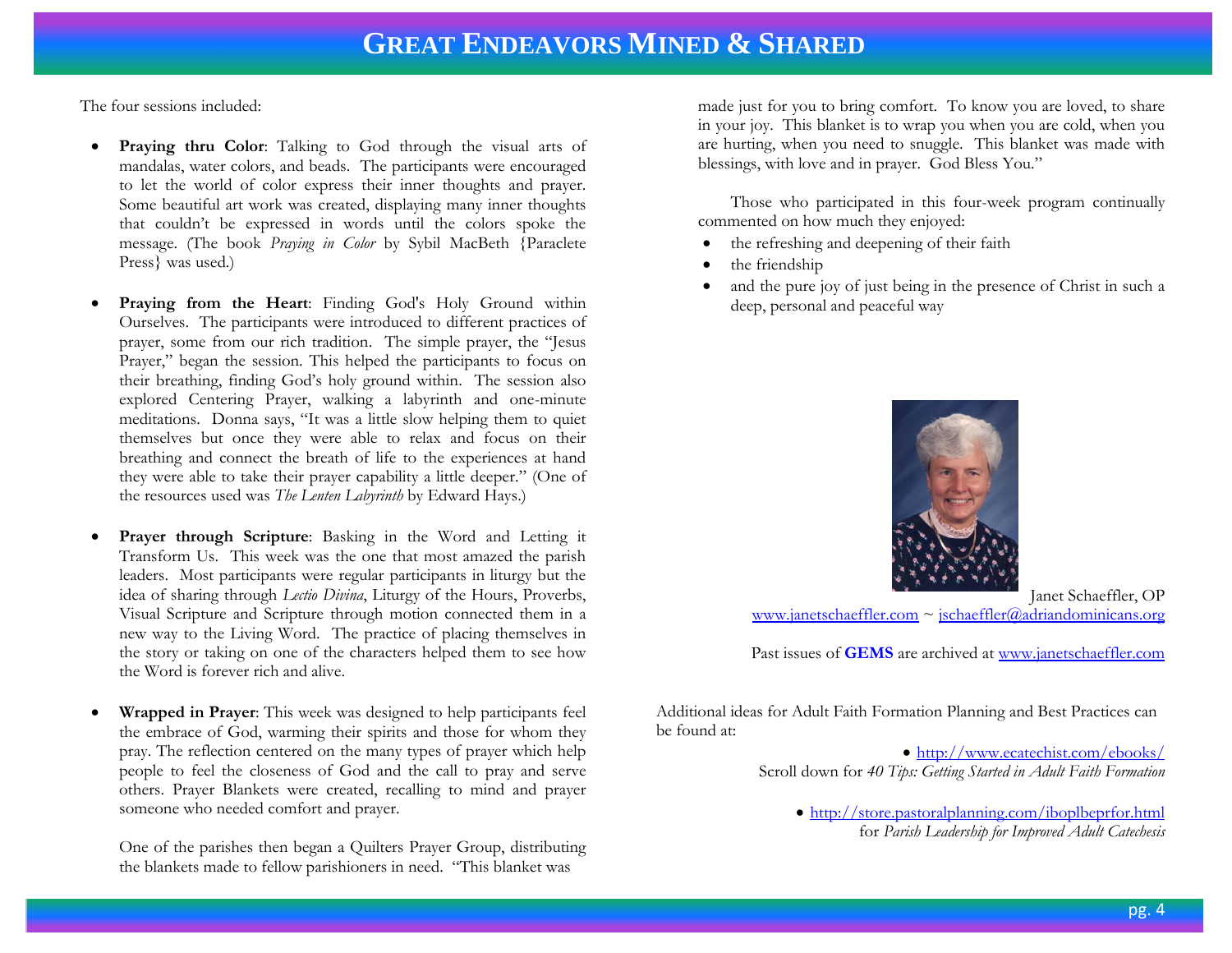The four sessions included:

- **Praying thru Color**: Talking to God through the visual arts of mandalas, water colors, and beads. The participants were encouraged to let the world of color express their inner thoughts and prayer. Some beautiful art work was created, displaying many inner thoughts that couldn't be expressed in words until the colors spoke the message. (The book *Praying in Color* by Sybil MacBeth {Paraclete Press} was used.)

- **Praying from the Heart**: Finding God's Holy Ground within Ourselves. The participants were introduced to different practices of prayer, some from our rich tradition. The simple prayer, the "Jesus Prayer," began the session. This helped the participants to focus on their breathing, finding God's holy ground within. The session also explored Centering Prayer, walking a labyrinth and one-minute meditations. Donna says, "It was a little slow helping them to quiet themselves but once they were able to relax and focus on their breathing and connect the breath of life to the experiences at hand they were able to take their prayer capability a little deeper." (One of the resources used was *The Lenten Labyrinth* by Edward Hays.)

- **Prayer through Scripture**: Basking in the Word and Letting it Transform Us. This week was the one that most amazed the parish leaders. Most participants were regular participants in liturgy but the idea of sharing through *Lectio Divina*, Liturgy of the Hours, Proverbs, Visual Scripture and Scripture through motion connected them in a new way to the Living Word. The practice of placing themselves in the story or taking on one of the characters helped them to see how the Word is forever rich and alive.

- **Wrapped in Prayer**: This week was designed to help participants feel the embrace of God, warming their spirits and those for whom they pray. The reflection centered on the many types of prayer which help people to feel the closeness of God and the call to pray and serve others. Prayer Blankets were created, recalling to mind and prayer someone who needed comfort and prayer.

  One of the parishes then began a Quilters Prayer Group, distributing the blankets made to fellow parishioners in need. "This blanket was made just for you to bring comfort. To know you are loved, to share in your joy. This blanket is to wrap you when you are cold, when you are hurting, when you need to snuggle. This blanket was made with blessings, with love and in prayer. God Bless You."

Those who participated in this four-week program continually commented on how much they enjoyed:

- the refreshing and deepening of their faith
- the friendship
- and the pure joy of just being in the presence of Christ in such a deep, personal and peaceful way

Janet Schaeffler, OP
www.janetschaeffler.com ~ jschaeffler@adriandominicans.org

Past issues of **GEMS** are archived at www.janetschaeffler.com

Additional ideas for Adult Faith Formation Planning and Best Practices can be found at:

- http://www.ecatechist.com/ebooks/
  Scroll down for *40 Tips: Getting Started in Adult Faith Formation*

- http://store.pastoralplanning.com/iboplbeprfor.html
  for *Parish Leadership for Improved Adult Catechesis*